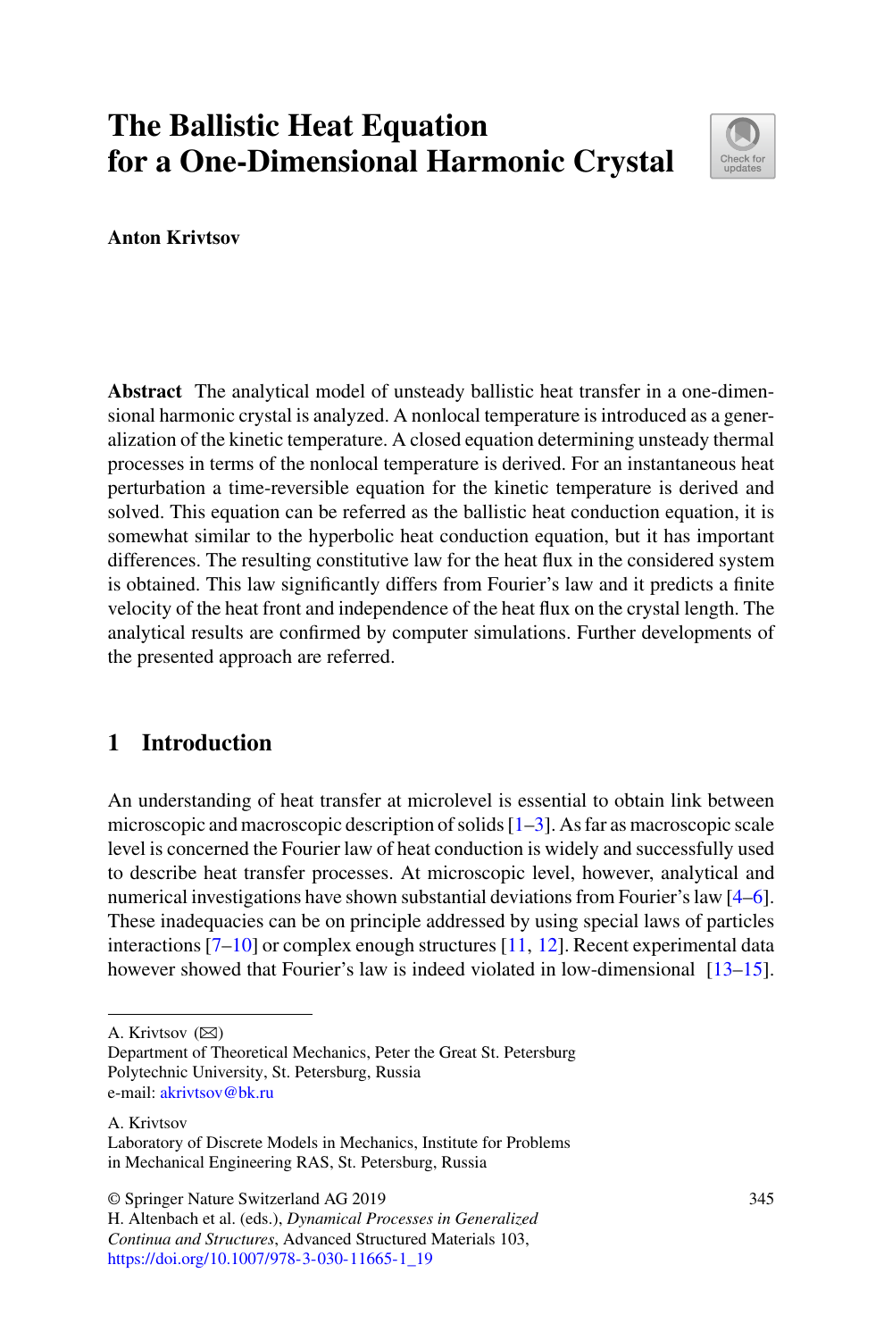# The Ballistic Heat Equation for a One-Dimensional Harmonic Crystal

**Anton Krivtsov**

**Abstract** The analytical model of unsteady ballistic heat transfer in a one-dimensional harmonic crystal is analyzed. A nonlocal temperature is introduced as a generalization of the kinetic temperature. A closed equation determining unsteady thermal processes in terms of the nonlocal temperature is derived. For an instantaneous heat perturbation a time-reversible equation for the kinetic temperature is derived and solved. This equation can be referred as the ballistic heat conduction equation, it is somewhat similar to the hyperbolic heat conduction equation, but it has important differences. The resulting constitutive law for the heat flux in the considered system is obtained. This law significantly differs from Fourier's law and it predicts a finite velocity of the heat front and independence of the heat flux on the crystal length. The analytical results are confirmed by computer simulations. Further developments of the presented approach are referred.

## 1 Introduction

An understanding of heat transfer at microlevel is essential to obtain link between microscopic and macroscopic description of solids [1–3]. As far as macroscopic scale level is concerned the Fourier law of heat conduction is widely and successfully used to describe heat transfer processes. At microscopic level, however, analytical and numerical investigations have shown substantial deviations from Fourier's law [4–6]. These inadequacies can be on principle addressed by using special laws of particles interactions [7–10] or complex enough structures [11, 12]. Recent experimental data however showed that Fourier's law is indeed violated in low-dimensional [13–15].

A. Krivtsov (✉)
Department of Theoretical Mechanics, Peter the Great St. Petersburg Polytechnic University, St. Petersburg, Russia
e-mail: akrivtsov@bk.ru

A. Krivtsov
Laboratory of Discrete Models in Mechanics, Institute for Problems in Mechanical Engineering RAS, St. Petersburg, Russia

© Springer Nature Switzerland AG 2019
H. Altenbach et al. (eds.), *Dynamical Processes in Generalized Continua and Structures*, Advanced Structured Materials 103,
https://doi.org/10.1007/978-3-030-11665-1_19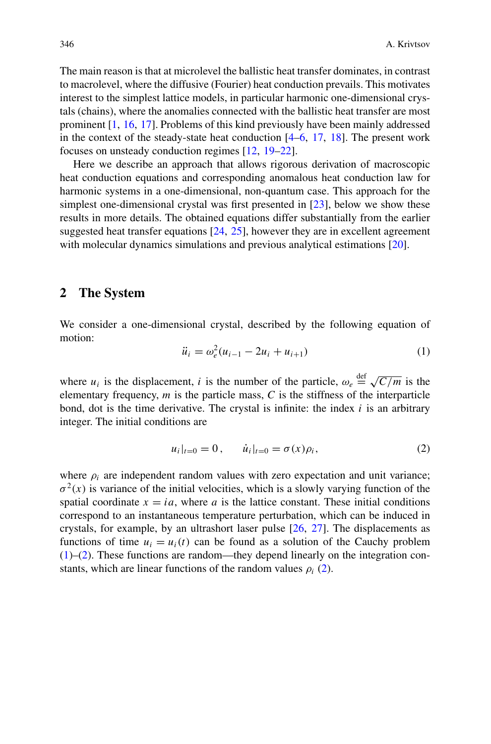The main reason is that at microlevel the ballistic heat transfer dominates, in contrast to macrolevel, where the diffusive (Fourier) heat conduction prevails. This motivates interest to the simplest lattice models, in particular harmonic one-dimensional crystals (chains), where the anomalies connected with the ballistic heat transfer are most prominent [1, 16, 17]. Problems of this kind previously have been mainly addressed in the context of the steady-state heat conduction [4–6, 17, 18]. The present work focuses on unsteady conduction regimes [12, 19–22].

Here we describe an approach that allows rigorous derivation of macroscopic heat conduction equations and corresponding anomalous heat conduction law for harmonic systems in a one-dimensional, non-quantum case. This approach for the simplest one-dimensional crystal was first presented in [23], below we show these results in more details. The obtained equations differ substantially from the earlier suggested heat transfer equations [24, 25], however they are in excellent agreement with molecular dynamics simulations and previous analytical estimations [20].

## 2 The System

We consider a one-dimensional crystal, described by the following equation of motion:

$$\ddot{u}_i = \omega_e^2 (u_{i-1} - 2u_i + u_{i+1}) \tag{1}$$

where $u_i$ is the displacement, $i$ is the number of the particle, $\omega_e \overset{\text{def}}{=} \sqrt{C/m}$ is the elementary frequency, $m$ is the particle mass, $C$ is the stiffness of the interparticle bond, dot is the time derivative. The crystal is infinite: the index $i$ is an arbitrary integer. The initial conditions are

$$u_i|_{t=0} = 0\,, \qquad \dot{u}_i|_{t=0} = \sigma(x)\rho_i\,, \tag{2}$$

where $\rho_i$ are independent random values with zero expectation and unit variance; $\sigma^2(x)$ is variance of the initial velocities, which is a slowly varying function of the spatial coordinate $x = ia$, where $a$ is the lattice constant. These initial conditions correspond to an instantaneous temperature perturbation, which can be induced in crystals, for example, by an ultrashort laser pulse [26, 27]. The displacements as functions of time $u_i = u_i(t)$ can be found as a solution of the Cauchy problem (1)–(2). These functions are random—they depend linearly on the integration constants, which are linear functions of the random values $\rho_i$ (2).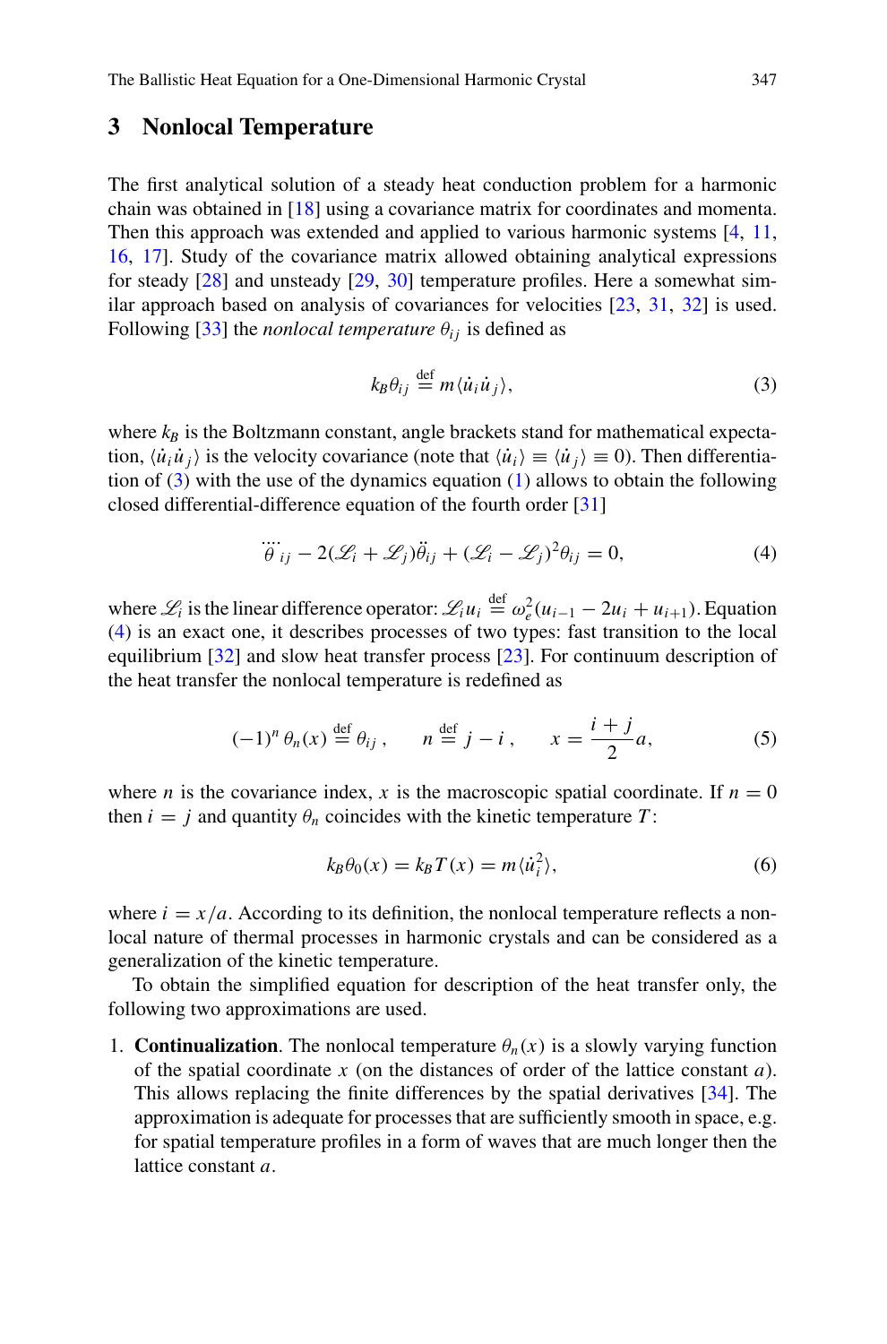## 3 Nonlocal Temperature

The first analytical solution of a steady heat conduction problem for a harmonic chain was obtained in [18] using a covariance matrix for coordinates and momenta. Then this approach was extended and applied to various harmonic systems [4, 11, 16, 17]. Study of the covariance matrix allowed obtaining analytical expressions for steady [28] and unsteady [29, 30] temperature profiles. Here a somewhat similar approach based on analysis of covariances for velocities [23, 31, 32] is used. Following [33] the *nonlocal temperature* $\theta_{ij}$ is defined as

$$k_B \theta_{ij} \overset{\text{def}}{=} m \langle \dot{u}_i \dot{u}_j \rangle, \tag{3}$$

where $k_B$ is the Boltzmann constant, angle brackets stand for mathematical expectation, $\langle \dot{u}_i \dot{u}_j \rangle$ is the velocity covariance (note that $\langle \dot{u}_i \rangle \equiv \langle \dot{u}_j \rangle \equiv 0$). Then differentiation of (3) with the use of the dynamics equation (1) allows to obtain the following closed differential-difference equation of the fourth order [31]

$$\overset{....}{\theta}_{ij} - 2(\mathscr{L}_i + \mathscr{L}_j)\ddot{\theta}_{ij} + (\mathscr{L}_i - \mathscr{L}_j)^2 \theta_{ij} = 0, \tag{4}$$

where $\mathscr{L}_i$ is the linear difference operator: $\mathscr{L}_i u_i \overset{\text{def}}{=} \omega_e^2 (u_{i-1} - 2u_i + u_{i+1})$. Equation (4) is an exact one, it describes processes of two types: fast transition to the local equilibrium [32] and slow heat transfer process [23]. For continuum description of the heat transfer the nonlocal temperature is redefined as

$$(-1)^n \, \theta_n(x) \overset{\text{def}}{=} \theta_{ij}\,, \qquad n \overset{\text{def}}{=} j - i\,, \qquad x = \frac{i+j}{2} a, \tag{5}$$

where $n$ is the covariance index, $x$ is the macroscopic spatial coordinate. If $n = 0$ then $i = j$ and quantity $\theta_n$ coincides with the kinetic temperature $T$:

$$k_B \theta_0(x) = k_B T(x) = m \langle \dot{u}_i^2 \rangle, \tag{6}$$

where $i = x/a$. According to its definition, the nonlocal temperature reflects a nonlocal nature of thermal processes in harmonic crystals and can be considered as a generalization of the kinetic temperature.

To obtain the simplified equation for description of the heat transfer only, the following two approximations are used.

1. **Continualization**. The nonlocal temperature $\theta_n(x)$ is a slowly varying function of the spatial coordinate $x$ (on the distances of order of the lattice constant $a$). This allows replacing the finite differences by the spatial derivatives [34]. The approximation is adequate for processes that are sufficiently smooth in space, e.g. for spatial temperature profiles in a form of waves that are much longer then the lattice constant $a$.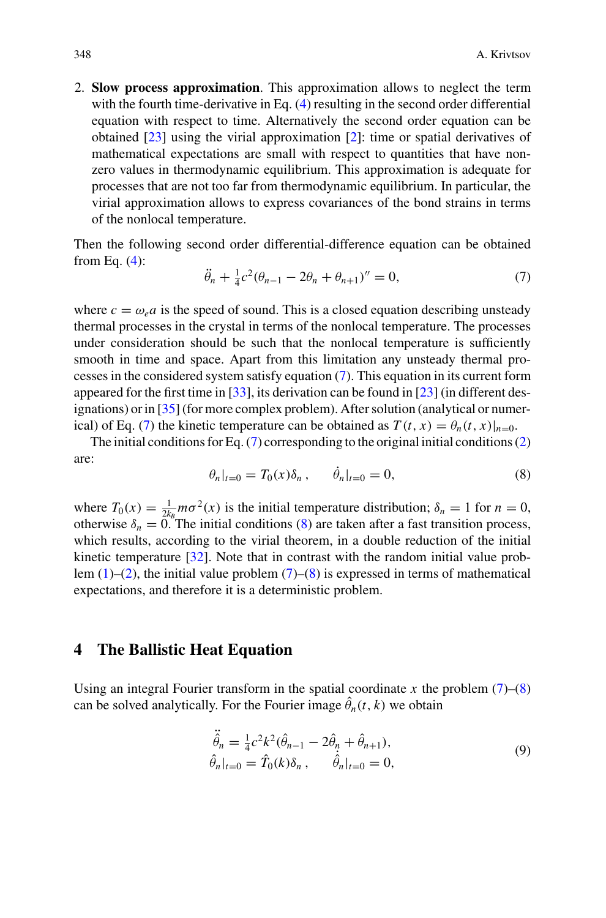2. **Slow process approximation**. This approximation allows to neglect the term with the fourth time-derivative in Eq. (4) resulting in the second order differential equation with respect to time. Alternatively the second order equation can be obtained [23] using the virial approximation [2]: time or spatial derivatives of mathematical expectations are small with respect to quantities that have non-zero values in thermodynamic equilibrium. This approximation is adequate for processes that are not too far from thermodynamic equilibrium. In particular, the virial approximation allows to express covariances of the bond strains in terms of the nonlocal temperature.

Then the following second order differential-difference equation can be obtained from Eq. (4):

$$\ddot{\theta}_n + \tfrac{1}{4}c^2(\theta_{n-1} - 2\theta_n + \theta_{n+1})'' = 0, \tag{7}$$

where $c = \omega_e a$ is the speed of sound. This is a closed equation describing unsteady thermal processes in the crystal in terms of the nonlocal temperature. The processes under consideration should be such that the nonlocal temperature is sufficiently smooth in time and space. Apart from this limitation any unsteady thermal processes in the considered system satisfy equation (7). This equation in its current form appeared for the first time in [33], its derivation can be found in [23] (in different designations) or in [35] (for more complex problem). After solution (analytical or numerical) of Eq. (7) the kinetic temperature can be obtained as $T(t, x) = \theta_n(t, x)|_{n=0}$.

The initial conditions for Eq. (7) corresponding to the original initial conditions (2) are:

$$\theta_n|_{t=0} = T_0(x)\delta_n\,, \qquad \dot{\theta}_n|_{t=0} = 0, \tag{8}$$

where $T_0(x) = \frac{1}{2k_B}m\sigma^2(x)$ is the initial temperature distribution; $\delta_n = 1$ for $n = 0$, otherwise $\delta_n = 0$. The initial conditions (8) are taken after a fast transition process, which results, according to the virial theorem, in a double reduction of the initial kinetic temperature [32]. Note that in contrast with the random initial value problem (1)–(2), the initial value problem (7)–(8) is expressed in terms of mathematical expectations, and therefore it is a deterministic problem.

## 4 The Ballistic Heat Equation

Using an integral Fourier transform in the spatial coordinate $x$ the problem (7)–(8) can be solved analytically. For the Fourier image $\hat{\theta}_n(t, k)$ we obtain

$$\begin{aligned} \ddot{\hat{\theta}}_n &= \tfrac{1}{4}c^2k^2(\hat{\theta}_{n-1} - 2\hat{\theta}_n + \hat{\theta}_{n+1}), \\ \hat{\theta}_n|_{t=0} &= \hat{T}_0(k)\delta_n\,, \qquad \dot{\hat{\theta}}_n|_{t=0} = 0, \end{aligned} \tag{9}$$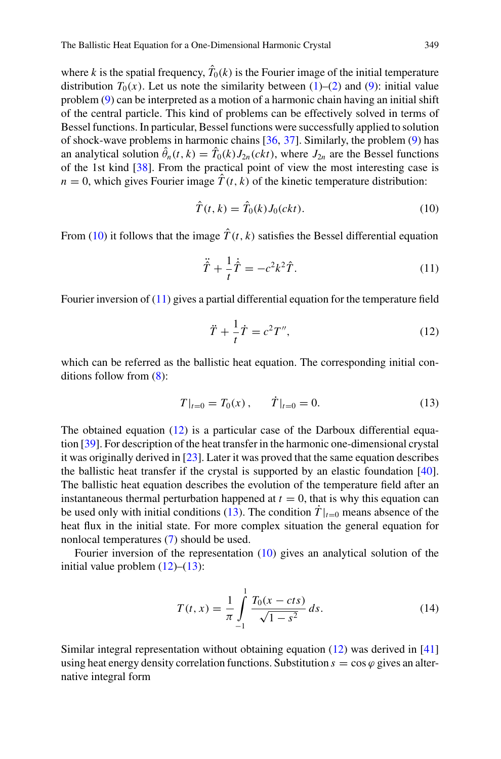where $k$ is the spatial frequency, $\hat{T}_0(k)$ is the Fourier image of the initial temperature distribution $T_0(x)$. Let us note the similarity between (1)–(2) and (9): initial value problem (9) can be interpreted as a motion of a harmonic chain having an initial shift of the central particle. This kind of problems can be effectively solved in terms of Bessel functions. In particular, Bessel functions were successfully applied to solution of shock-wave problems in harmonic chains [36, 37]. Similarly, the problem (9) has an analytical solution $\hat{\theta}_n(t, k) = \hat{T}_0(k) J_{2n}(ckt)$, where $J_{2n}$ are the Bessel functions of the 1st kind [38]. From the practical point of view the most interesting case is $n = 0$, which gives Fourier image $\hat{T}(t, k)$ of the kinetic temperature distribution:

$$\hat{T}(t, k) = \hat{T}_0(k) J_0(ckt). \tag{10}$$

From (10) it follows that the image $\hat{T}(t, k)$ satisfies the Bessel differential equation

$$\ddot{\hat{T}} + \frac{1}{t}\dot{\hat{T}} = -c^2 k^2 \hat{T}. \tag{11}$$

Fourier inversion of (11) gives a partial differential equation for the temperature field

$$\ddot{T} + \frac{1}{t}\dot{T} = c^2 T'', \tag{12}$$

which can be referred as the ballistic heat equation. The corresponding initial conditions follow from (8):

$$T|_{t=0} = T_0(x), \qquad \dot{T}|_{t=0} = 0. \tag{13}$$

The obtained equation (12) is a particular case of the Darboux differential equation [39]. For description of the heat transfer in the harmonic one-dimensional crystal it was originally derived in [23]. Later it was proved that the same equation describes the ballistic heat transfer if the crystal is supported by an elastic foundation [40]. The ballistic heat equation describes the evolution of the temperature field after an instantaneous thermal perturbation happened at $t = 0$, that is why this equation can be used only with initial conditions (13). The condition $\dot{T}|_{t=0}$ means absence of the heat flux in the initial state. For more complex situation the general equation for nonlocal temperatures (7) should be used.

Fourier inversion of the representation (10) gives an analytical solution of the initial value problem (12)–(13):

$$T(t, x) = \frac{1}{\pi} \int_{-1}^{1} \frac{T_0(x - cts)}{\sqrt{1 - s^2}}\, ds. \tag{14}$$

Similar integral representation without obtaining equation (12) was derived in [41] using heat energy density correlation functions. Substitution $s = \cos\varphi$ gives an alternative integral form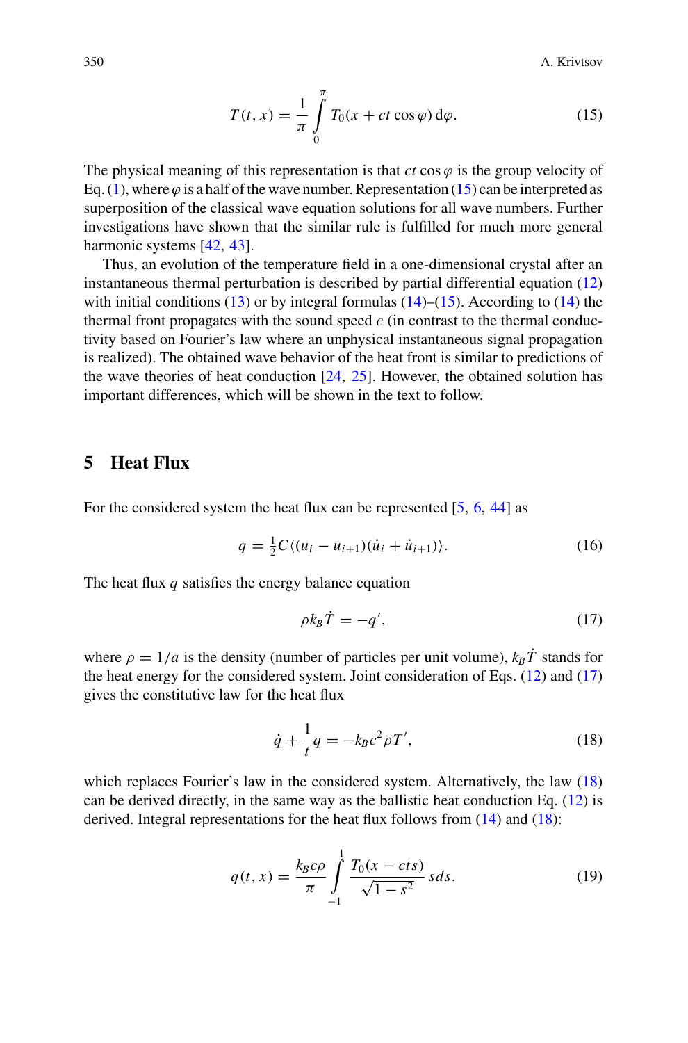$$T(t, x) = \frac{1}{\pi} \int_0^{\pi} T_0(x + ct \cos \varphi) \, \mathrm{d}\varphi. \tag{15}$$

The physical meaning of this representation is that $ct \cos \varphi$ is the group velocity of Eq. (1), where $\varphi$ is a half of the wave number. Representation (15) can be interpreted as superposition of the classical wave equation solutions for all wave numbers. Further investigations have shown that the similar rule is fulfilled for much more general harmonic systems [42, 43].

Thus, an evolution of the temperature field in a one-dimensional crystal after an instantaneous thermal perturbation is described by partial differential equation (12) with initial conditions (13) or by integral formulas (14)–(15). According to (14) the thermal front propagates with the sound speed $c$ (in contrast to the thermal conductivity based on Fourier's law where an unphysical instantaneous signal propagation is realized). The obtained wave behavior of the heat front is similar to predictions of the wave theories of heat conduction [24, 25]. However, the obtained solution has important differences, which will be shown in the text to follow.

## 5 Heat Flux

For the considered system the heat flux can be represented [5, 6, 44] as

$$q = \tfrac{1}{2} C \langle (u_i - u_{i+1})(\dot{u}_i + \dot{u}_{i+1}) \rangle. \tag{16}$$

The heat flux $q$ satisfies the energy balance equation

$$\rho k_B \dot{T} = -q', \tag{17}$$

where $\rho = 1/a$ is the density (number of particles per unit volume), $k_B \dot{T}$ stands for the heat energy for the considered system. Joint consideration of Eqs. (12) and (17) gives the constitutive law for the heat flux

$$\dot{q} + \frac{1}{t} q = -k_B c^2 \rho T', \tag{18}$$

which replaces Fourier's law in the considered system. Alternatively, the law (18) can be derived directly, in the same way as the ballistic heat conduction Eq. (12) is derived. Integral representations for the heat flux follows from (14) and (18):

$$q(t, x) = \frac{k_B c \rho}{\pi} \int_{-1}^{1} \frac{T_0(x - cts)}{\sqrt{1 - s^2}} \, s ds. \tag{19}$$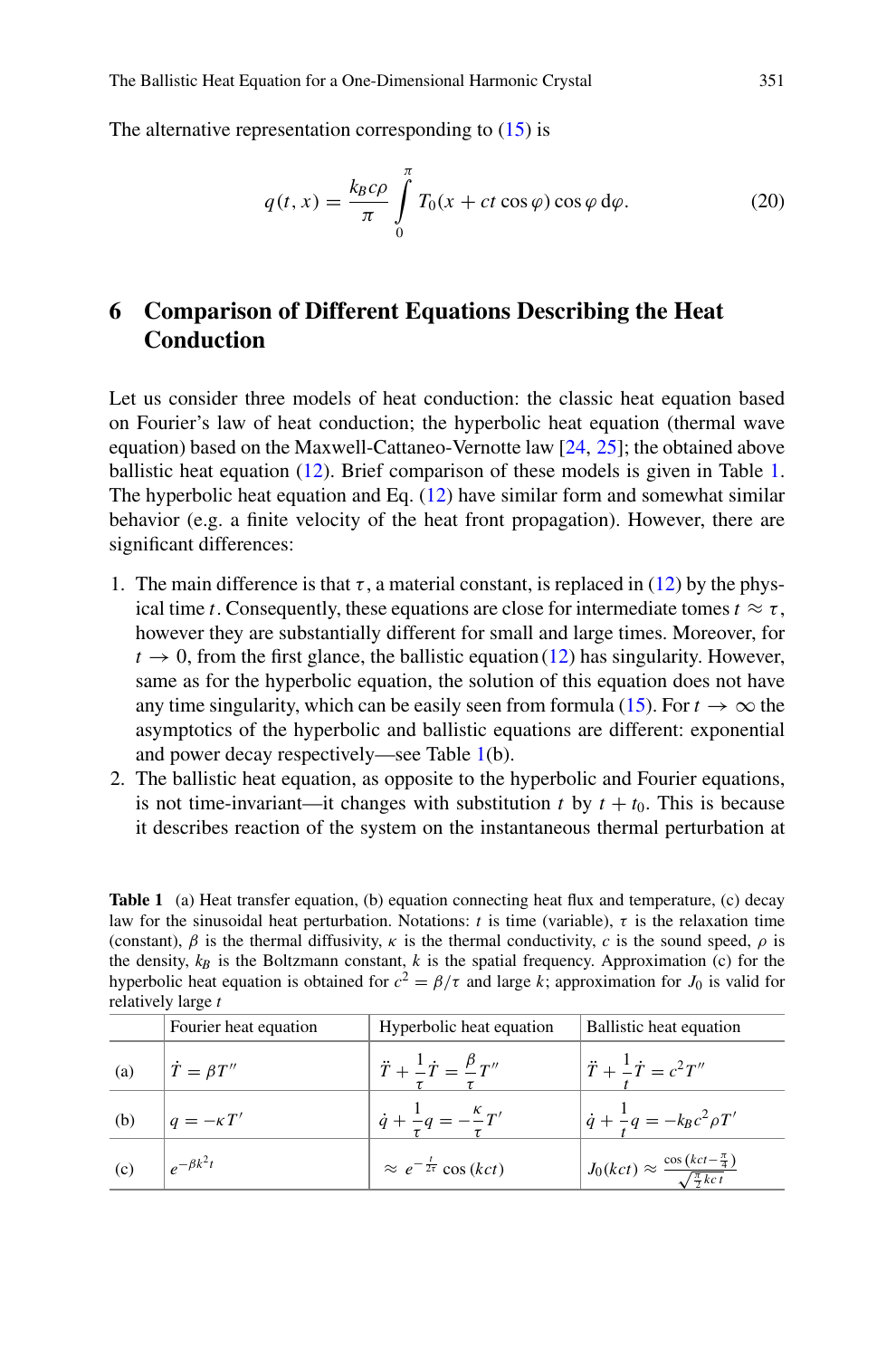The alternative representation corresponding to (15) is

$$q(t,x) = \frac{k_B c\rho}{\pi} \int_0^\pi T_0(x + ct\cos\varphi)\cos\varphi \, \mathrm{d}\varphi. \tag{20}$$

## 6 Comparison of Different Equations Describing the Heat Conduction

Let us consider three models of heat conduction: the classic heat equation based on Fourier's law of heat conduction; the hyperbolic heat equation (thermal wave equation) based on the Maxwell-Cattaneo-Vernotte law [24, 25]; the obtained above ballistic heat equation (12). Brief comparison of these models is given in Table 1. The hyperbolic heat equation and Eq. (12) have similar form and somewhat similar behavior (e.g. a finite velocity of the heat front propagation). However, there are significant differences:

1. The main difference is that $\tau$, a material constant, is replaced in (12) by the physical time $t$. Consequently, these equations are close for intermediate tomes $t \approx \tau$, however they are substantially different for small and large times. Moreover, for $t \to 0$, from the first glance, the ballistic equation (12) has singularity. However, same as for the hyperbolic equation, the solution of this equation does not have any time singularity, which can be easily seen from formula (15). For $t \to \infty$ the asymptotics of the hyperbolic and ballistic equations are different: exponential and power decay respectively—see Table 1(b).
2. The ballistic heat equation, as opposite to the hyperbolic and Fourier equations, is not time-invariant—it changes with substitution $t$ by $t + t_0$. This is because it describes reaction of the system on the instantaneous thermal perturbation at

**Table 1** (a) Heat transfer equation, (b) equation connecting heat flux and temperature, (c) decay law for the sinusoidal heat perturbation. Notations: $t$ is time (variable), $\tau$ is the relaxation time (constant), $\beta$ is the thermal diffusivity, $\kappa$ is the thermal conductivity, $c$ is the sound speed, $\rho$ is the density, $k_B$ is the Boltzmann constant, $k$ is the spatial frequency. Approximation (c) for the hyperbolic heat equation is obtained for $c^2 = \beta/\tau$ and large $k$; approximation for $J_0$ is valid for relatively large $t$

| | Fourier heat equation | Hyperbolic heat equation | Ballistic heat equation |
|---|---|---|---|
| (a) | $\dot{T} = \beta T''$ | $\ddot{T} + \frac{1}{\tau}\dot{T} = \frac{\beta}{\tau}T''$ | $\ddot{T} + \frac{1}{t}\dot{T} = c^2 T''$ |
| (b) | $q = -\kappa T'$ | $\dot{q} + \frac{1}{\tau}q = -\frac{\kappa}{\tau}T'$ | $\dot{q} + \frac{1}{t}q = -k_B c^2 \rho T'$ |
| (c) | $e^{-\beta k^2 t}$ | $\approx e^{-\frac{t}{2\tau}}\cos(kct)$ | $J_0(kct) \approx \frac{\cos(kct - \frac{\pi}{4})}{\sqrt{\frac{\pi}{2}kct}}$ |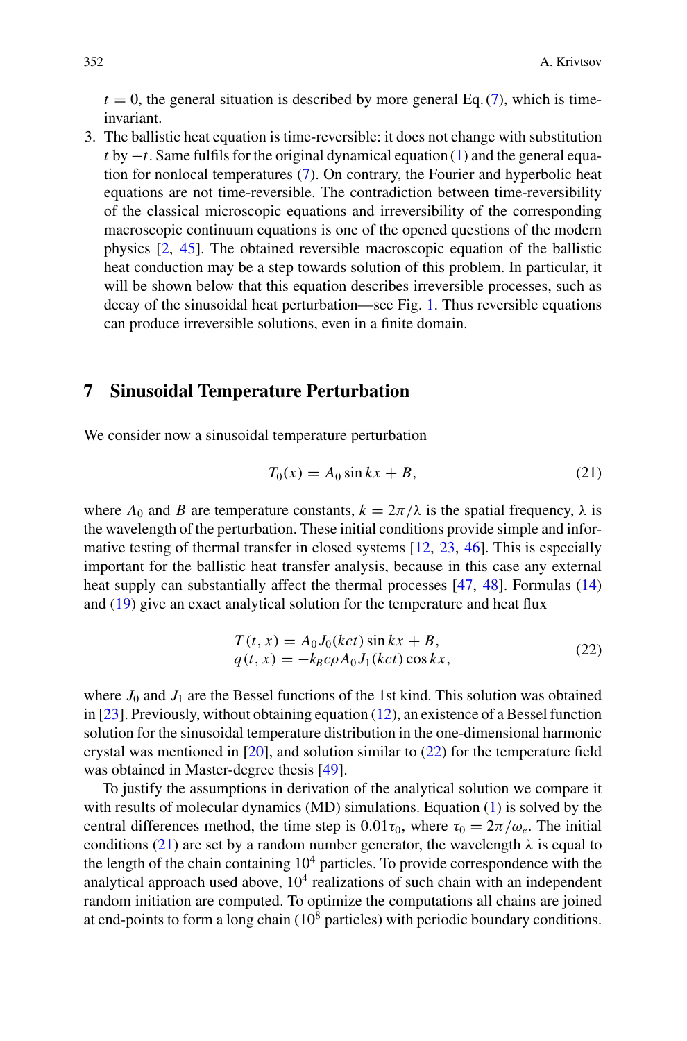$t = 0$, the general situation is described by more general Eq. (7), which is time-invariant.

3. The ballistic heat equation is time-reversible: it does not change with substitution $t$ by $-t$. Same fulfils for the original dynamical equation (1) and the general equation for nonlocal temperatures (7). On contrary, the Fourier and hyperbolic heat equations are not time-reversible. The contradiction between time-reversibility of the classical microscopic equations and irreversibility of the corresponding macroscopic continuum equations is one of the opened questions of the modern physics [2, 45]. The obtained reversible macroscopic equation of the ballistic heat conduction may be a step towards solution of this problem. In particular, it will be shown below that this equation describes irreversible processes, such as decay of the sinusoidal heat perturbation—see Fig. 1. Thus reversible equations can produce irreversible solutions, even in a finite domain.

## 7 Sinusoidal Temperature Perturbation

We consider now a sinusoidal temperature perturbation

$$T_0(x) = A_0 \sin kx + B, \tag{21}$$

where $A_0$ and $B$ are temperature constants, $k = 2\pi/\lambda$ is the spatial frequency, $\lambda$ is the wavelength of the perturbation. These initial conditions provide simple and informative testing of thermal transfer in closed systems [12, 23, 46]. This is especially important for the ballistic heat transfer analysis, because in this case any external heat supply can substantially affect the thermal processes [47, 48]. Formulas (14) and (19) give an exact analytical solution for the temperature and heat flux

$$\begin{aligned} T(t, x) &= A_0 J_0(kct) \sin kx + B, \\ q(t, x) &= -k_B c \rho A_0 J_1(kct) \cos kx, \end{aligned} \tag{22}$$

where $J_0$ and $J_1$ are the Bessel functions of the 1st kind. This solution was obtained in [23]. Previously, without obtaining equation (12), an existence of a Bessel function solution for the sinusoidal temperature distribution in the one-dimensional harmonic crystal was mentioned in [20], and solution similar to (22) for the temperature field was obtained in Master-degree thesis [49].

To justify the assumptions in derivation of the analytical solution we compare it with results of molecular dynamics (MD) simulations. Equation (1) is solved by the central differences method, the time step is $0.01\tau_0$, where $\tau_0 = 2\pi/\omega_e$. The initial conditions (21) are set by a random number generator, the wavelength $\lambda$ is equal to the length of the chain containing $10^4$ particles. To provide correspondence with the analytical approach used above, $10^4$ realizations of such chain with an independent random initiation are computed. To optimize the computations all chains are joined at end-points to form a long chain ($10^8$ particles) with periodic boundary conditions.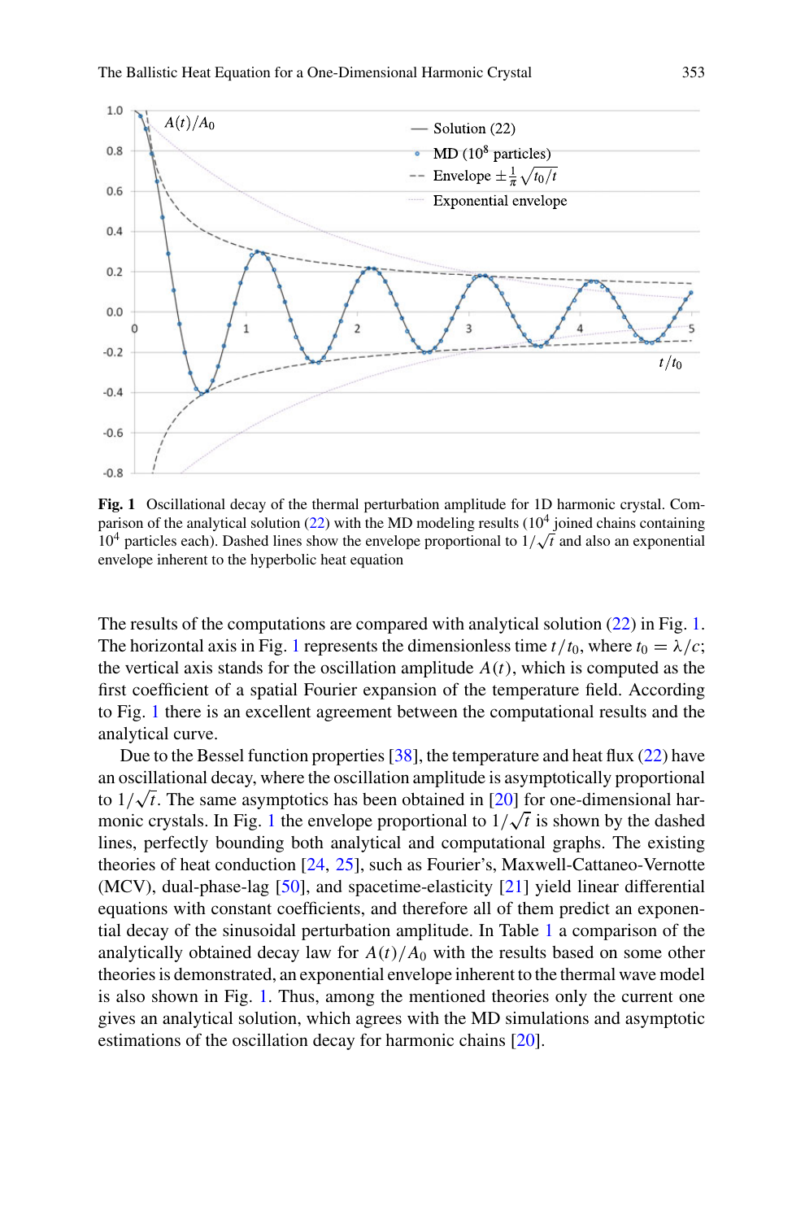**Fig. 1** Oscillational decay of the thermal perturbation amplitude for 1D harmonic crystal. Comparison of the analytical solution (22) with the MD modeling results ($10^4$ joined chains containing $10^4$ particles each). Dashed lines show the envelope proportional to $1/\sqrt{t}$ and also an exponential envelope inherent to the hyperbolic heat equation

The results of the computations are compared with analytical solution (22) in Fig. 1. The horizontal axis in Fig. 1 represents the dimensionless time $t/t_0$, where $t_0 = \lambda/c$; the vertical axis stands for the oscillation amplitude $A(t)$, which is computed as the first coefficient of a spatial Fourier expansion of the temperature field. According to Fig. 1 there is an excellent agreement between the computational results and the analytical curve.

Due to the Bessel function properties [38], the temperature and heat flux (22) have an oscillational decay, where the oscillation amplitude is asymptotically proportional to $1/\sqrt{t}$. The same asymptotics has been obtained in [20] for one-dimensional harmonic crystals. In Fig. 1 the envelope proportional to $1/\sqrt{t}$ is shown by the dashed lines, perfectly bounding both analytical and computational graphs. The existing theories of heat conduction [24, 25], such as Fourier's, Maxwell-Cattaneo-Vernotte (MCV), dual-phase-lag [50], and spacetime-elasticity [21] yield linear differential equations with constant coefficients, and therefore all of them predict an exponential decay of the sinusoidal perturbation amplitude. In Table 1 a comparison of the analytically obtained decay law for $A(t)/A_0$ with the results based on some other theories is demonstrated, an exponential envelope inherent to the thermal wave model is also shown in Fig. 1. Thus, among the mentioned theories only the current one gives an analytical solution, which agrees with the MD simulations and asymptotic estimations of the oscillation decay for harmonic chains [20].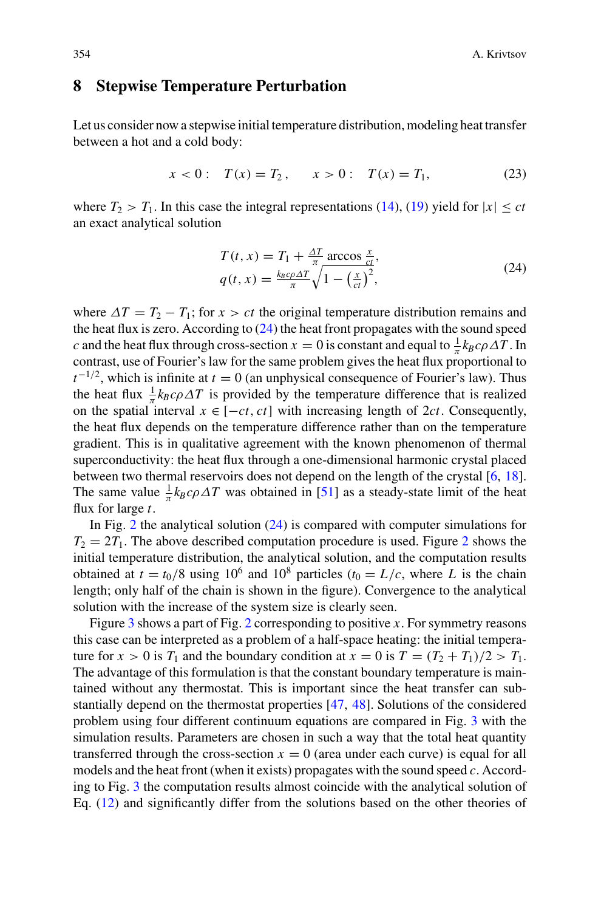## 8 Stepwise Temperature Perturbation

Let us consider now a stepwise initial temperature distribution, modeling heat transfer between a hot and a cold body:

$$x < 0: \quad T(x) = T_2, \qquad x > 0: \quad T(x) = T_1, \tag{23}$$

where $T_2 > T_1$. In this case the integral representations (14), (19) yield for $|x| \le ct$ an exact analytical solution

$$\begin{aligned} T(t,x) &= T_1 + \tfrac{\Delta T}{\pi} \arccos \tfrac{x}{ct}, \\ q(t,x) &= \tfrac{k_B c \rho \Delta T}{\pi} \sqrt{1 - \left(\tfrac{x}{ct}\right)^2}, \end{aligned} \tag{24}$$

where $\Delta T = T_2 - T_1$; for $x > ct$ the original temperature distribution remains and the heat flux is zero. According to (24) the heat front propagates with the sound speed $c$ and the heat flux through cross-section $x = 0$ is constant and equal to $\frac{1}{\pi} k_B c \rho \Delta T$. In contrast, use of Fourier's law for the same problem gives the heat flux proportional to $t^{-1/2}$, which is infinite at $t = 0$ (an unphysical consequence of Fourier's law). Thus the heat flux $\frac{1}{\pi} k_B c \rho \Delta T$ is provided by the temperature difference that is realized on the spatial interval $x \in [-ct, ct]$ with increasing length of $2ct$. Consequently, the heat flux depends on the temperature difference rather than on the temperature gradient. This is in qualitative agreement with the known phenomenon of thermal superconductivity: the heat flux through a one-dimensional harmonic crystal placed between two thermal reservoirs does not depend on the length of the crystal [6, 18]. The same value $\frac{1}{\pi} k_B c \rho \Delta T$ was obtained in [51] as a steady-state limit of the heat flux for large $t$.

In Fig. 2 the analytical solution (24) is compared with computer simulations for $T_2 = 2T_1$. The above described computation procedure is used. Figure 2 shows the initial temperature distribution, the analytical solution, and the computation results obtained at $t = t_0/8$ using $10^6$ and $10^8$ particles ($t_0 = L/c$, where $L$ is the chain length; only half of the chain is shown in the figure). Convergence to the analytical solution with the increase of the system size is clearly seen.

Figure 3 shows a part of Fig. 2 corresponding to positive $x$. For symmetry reasons this case can be interpreted as a problem of a half-space heating: the initial temperature for $x > 0$ is $T_1$ and the boundary condition at $x = 0$ is $T = (T_2 + T_1)/2 > T_1$. The advantage of this formulation is that the constant boundary temperature is maintained without any thermostat. This is important since the heat transfer can substantially depend on the thermostat properties [47, 48]. Solutions of the considered problem using four different continuum equations are compared in Fig. 3 with the simulation results. Parameters are chosen in such a way that the total heat quantity transferred through the cross-section $x = 0$ (area under each curve) is equal for all models and the heat front (when it exists) propagates with the sound speed $c$. According to Fig. 3 the computation results almost coincide with the analytical solution of Eq. (12) and significantly differ from the solutions based on the other theories of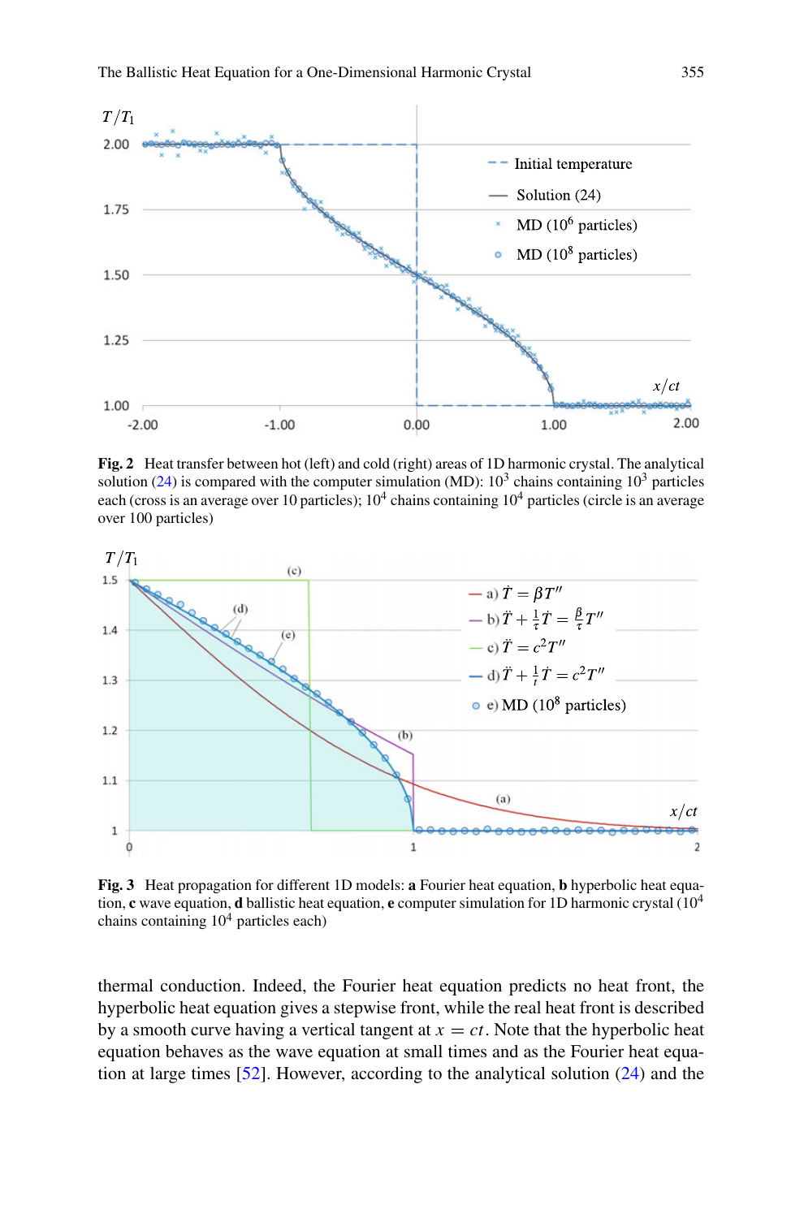**Fig. 2** Heat transfer between hot (left) and cold (right) areas of 1D harmonic crystal. The analytical solution (24) is compared with the computer simulation (MD): $10^3$ chains containing $10^3$ particles each (cross is an average over 10 particles); $10^4$ chains containing $10^4$ particles (circle is an average over 100 particles)

**Fig. 3** Heat propagation for different 1D models: **a** Fourier heat equation, **b** hyperbolic heat equation, **c** wave equation, **d** ballistic heat equation, **e** computer simulation for 1D harmonic crystal ($10^4$ chains containing $10^4$ particles each)

thermal conduction. Indeed, the Fourier heat equation predicts no heat front, the hyperbolic heat equation gives a stepwise front, while the real heat front is described by a smooth curve having a vertical tangent at $x = ct$. Note that the hyperbolic heat equation behaves as the wave equation at small times and as the Fourier heat equation at large times [52]. However, according to the analytical solution (24) and the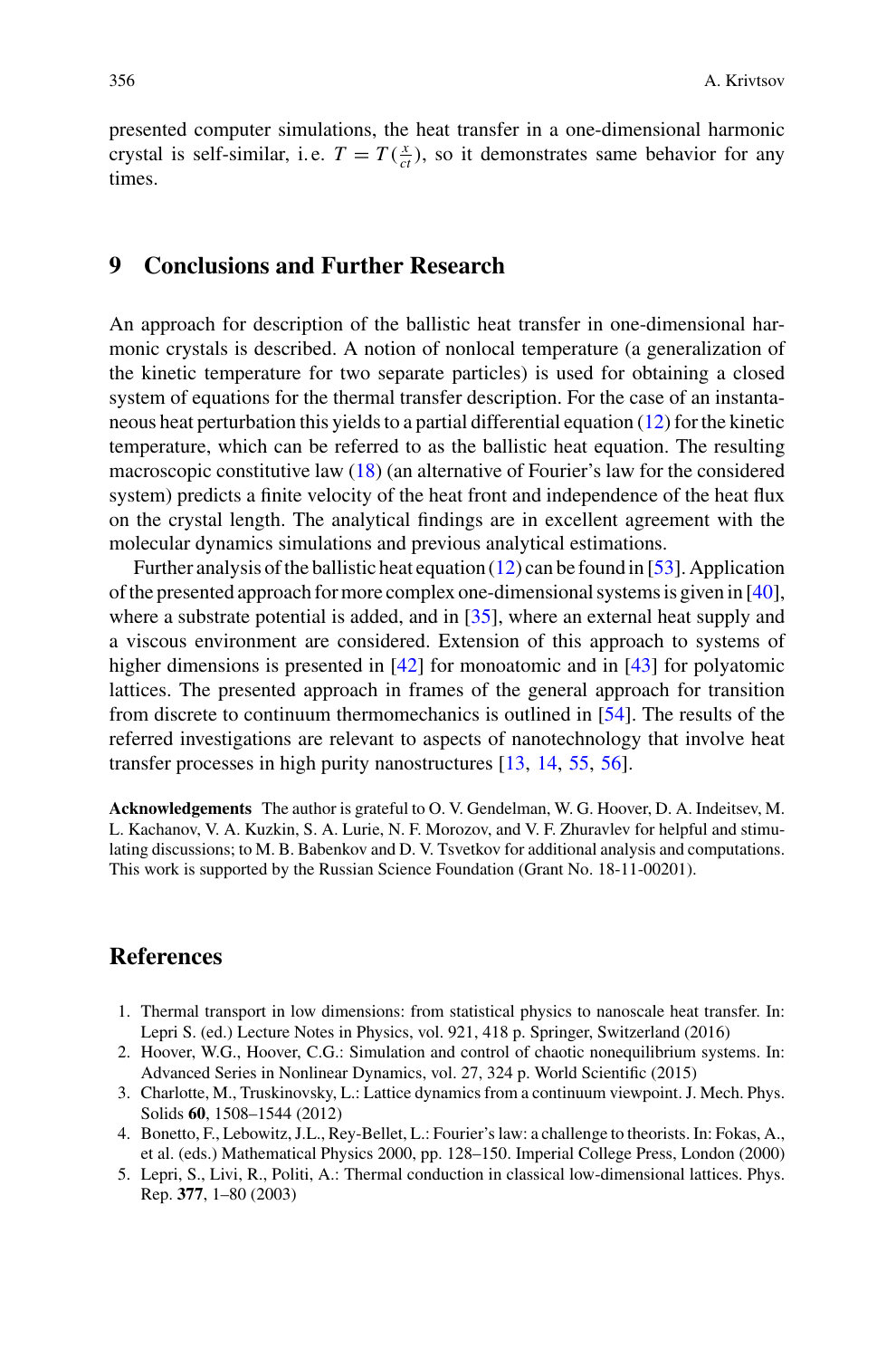presented computer simulations, the heat transfer in a one-dimensional harmonic crystal is self-similar, i.e. $T = T(\frac{x}{ct})$, so it demonstrates same behavior for any times.

## 9 Conclusions and Further Research

An approach for description of the ballistic heat transfer in one-dimensional harmonic crystals is described. A notion of nonlocal temperature (a generalization of the kinetic temperature for two separate particles) is used for obtaining a closed system of equations for the thermal transfer description. For the case of an instantaneous heat perturbation this yields to a partial differential equation (12) for the kinetic temperature, which can be referred to as the ballistic heat equation. The resulting macroscopic constitutive law (18) (an alternative of Fourier's law for the considered system) predicts a finite velocity of the heat front and independence of the heat flux on the crystal length. The analytical findings are in excellent agreement with the molecular dynamics simulations and previous analytical estimations.

Further analysis of the ballistic heat equation (12) can be found in [53]. Application of the presented approach for more complex one-dimensional systems is given in [40], where a substrate potential is added, and in [35], where an external heat supply and a viscous environment are considered. Extension of this approach to systems of higher dimensions is presented in [42] for monoatomic and in [43] for polyatomic lattices. The presented approach in frames of the general approach for transition from discrete to continuum thermomechanics is outlined in [54]. The results of the referred investigations are relevant to aspects of nanotechnology that involve heat transfer processes in high purity nanostructures [13, 14, 55, 56].

**Acknowledgements** The author is grateful to O. V. Gendelman, W. G. Hoover, D. A. Indeitsev, M. L. Kachanov, V. A. Kuzkin, S. A. Lurie, N. F. Morozov, and V. F. Zhuravlev for helpful and stimulating discussions; to M. B. Babenkov and D. V. Tsvetkov for additional analysis and computations. This work is supported by the Russian Science Foundation (Grant No. 18-11-00201).

## References

1. Thermal transport in low dimensions: from statistical physics to nanoscale heat transfer. In: Lepri S. (ed.) Lecture Notes in Physics, vol. 921, 418 p. Springer, Switzerland (2016)
2. Hoover, W.G., Hoover, C.G.: Simulation and control of chaotic nonequilibrium systems. In: Advanced Series in Nonlinear Dynamics, vol. 27, 324 p. World Scientific (2015)
3. Charlotte, M., Truskinovsky, L.: Lattice dynamics from a continuum viewpoint. J. Mech. Phys. Solids **60**, 1508–1544 (2012)
4. Bonetto, F., Lebowitz, J.L., Rey-Bellet, L.: Fourier's law: a challenge to theorists. In: Fokas, A., et al. (eds.) Mathematical Physics 2000, pp. 128–150. Imperial College Press, London (2000)
5. Lepri, S., Livi, R., Politi, A.: Thermal conduction in classical low-dimensional lattices. Phys. Rep. **377**, 1–80 (2003)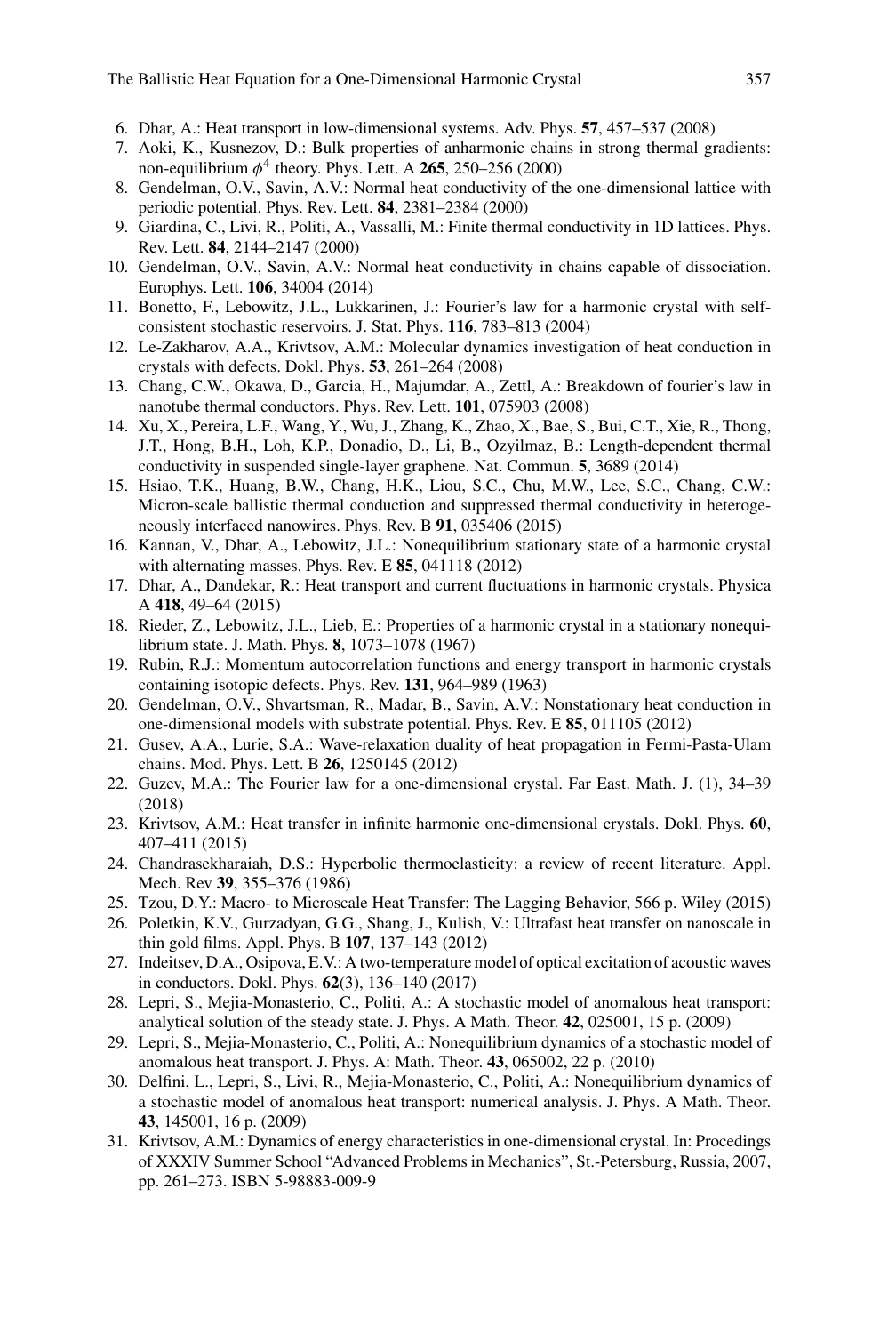6. Dhar, A.: Heat transport in low-dimensional systems. Adv. Phys. **57**, 457–537 (2008)
7. Aoki, K., Kusnezov, D.: Bulk properties of anharmonic chains in strong thermal gradients: non-equilibrium $\phi^4$ theory. Phys. Lett. A **265**, 250–256 (2000)
8. Gendelman, O.V., Savin, A.V.: Normal heat conductivity of the one-dimensional lattice with periodic potential. Phys. Rev. Lett. **84**, 2381–2384 (2000)
9. Giardina, C., Livi, R., Politi, A., Vassalli, M.: Finite thermal conductivity in 1D lattices. Phys. Rev. Lett. **84**, 2144–2147 (2000)
10. Gendelman, O.V., Savin, A.V.: Normal heat conductivity in chains capable of dissociation. Europhys. Lett. **106**, 34004 (2014)
11. Bonetto, F., Lebowitz, J.L., Lukkarinen, J.: Fourier's law for a harmonic crystal with self-consistent stochastic reservoirs. J. Stat. Phys. **116**, 783–813 (2004)
12. Le-Zakharov, A.A., Krivtsov, A.M.: Molecular dynamics investigation of heat conduction in crystals with defects. Dokl. Phys. **53**, 261–264 (2008)
13. Chang, C.W., Okawa, D., Garcia, H., Majumdar, A., Zettl, A.: Breakdown of fourier's law in nanotube thermal conductors. Phys. Rev. Lett. **101**, 075903 (2008)
14. Xu, X., Pereira, L.F., Wang, Y., Wu, J., Zhang, K., Zhao, X., Bae, S., Bui, C.T., Xie, R., Thong, J.T., Hong, B.H., Loh, K.P., Donadio, D., Li, B., Ozyilmaz, B.: Length-dependent thermal conductivity in suspended single-layer graphene. Nat. Commun. **5**, 3689 (2014)
15. Hsiao, T.K., Huang, B.W., Chang, H.K., Liou, S.C., Chu, M.W., Lee, S.C., Chang, C.W.: Micron-scale ballistic thermal conduction and suppressed thermal conductivity in heterogeneously interfaced nanowires. Phys. Rev. B **91**, 035406 (2015)
16. Kannan, V., Dhar, A., Lebowitz, J.L.: Nonequilibrium stationary state of a harmonic crystal with alternating masses. Phys. Rev. E **85**, 041118 (2012)
17. Dhar, A., Dandekar, R.: Heat transport and current fluctuations in harmonic crystals. Physica A **418**, 49–64 (2015)
18. Rieder, Z., Lebowitz, J.L., Lieb, E.: Properties of a harmonic crystal in a stationary nonequilibrium state. J. Math. Phys. **8**, 1073–1078 (1967)
19. Rubin, R.J.: Momentum autocorrelation functions and energy transport in harmonic crystals containing isotopic defects. Phys. Rev. **131**, 964–989 (1963)
20. Gendelman, O.V., Shvartsman, R., Madar, B., Savin, A.V.: Nonstationary heat conduction in one-dimensional models with substrate potential. Phys. Rev. E **85**, 011105 (2012)
21. Gusev, A.A., Lurie, S.A.: Wave-relaxation duality of heat propagation in Fermi-Pasta-Ulam chains. Mod. Phys. Lett. B **26**, 1250145 (2012)
22. Guzev, M.A.: The Fourier law for a one-dimensional crystal. Far East. Math. J. (1), 34–39 (2018)
23. Krivtsov, A.M.: Heat transfer in infinite harmonic one-dimensional crystals. Dokl. Phys. **60**, 407–411 (2015)
24. Chandrasekharaiah, D.S.: Hyperbolic thermoelasticity: a review of recent literature. Appl. Mech. Rev **39**, 355–376 (1986)
25. Tzou, D.Y.: Macro- to Microscale Heat Transfer: The Lagging Behavior, 566 p. Wiley (2015)
26. Poletkin, K.V., Gurzadyan, G.G., Shang, J., Kulish, V.: Ultrafast heat transfer on nanoscale in thin gold films. Appl. Phys. B **107**, 137–143 (2012)
27. Indeitsev, D.A., Osipova, E.V.: A two-temperature model of optical excitation of acoustic waves in conductors. Dokl. Phys. **62**(3), 136–140 (2017)
28. Lepri, S., Mejia-Monasterio, C., Politi, A.: A stochastic model of anomalous heat transport: analytical solution of the steady state. J. Phys. A Math. Theor. **42**, 025001, 15 p. (2009)
29. Lepri, S., Mejia-Monasterio, C., Politi, A.: Nonequilibrium dynamics of a stochastic model of anomalous heat transport. J. Phys. A: Math. Theor. **43**, 065002, 22 p. (2010)
30. Delfini, L., Lepri, S., Livi, R., Mejia-Monasterio, C., Politi, A.: Nonequilibrium dynamics of a stochastic model of anomalous heat transport: numerical analysis. J. Phys. A Math. Theor. **43**, 145001, 16 p. (2009)
31. Krivtsov, A.M.: Dynamics of energy characteristics in one-dimensional crystal. In: Procedings of XXXIV Summer School "Advanced Problems in Mechanics", St.-Petersburg, Russia, 2007, pp. 261–273. ISBN 5-98883-009-9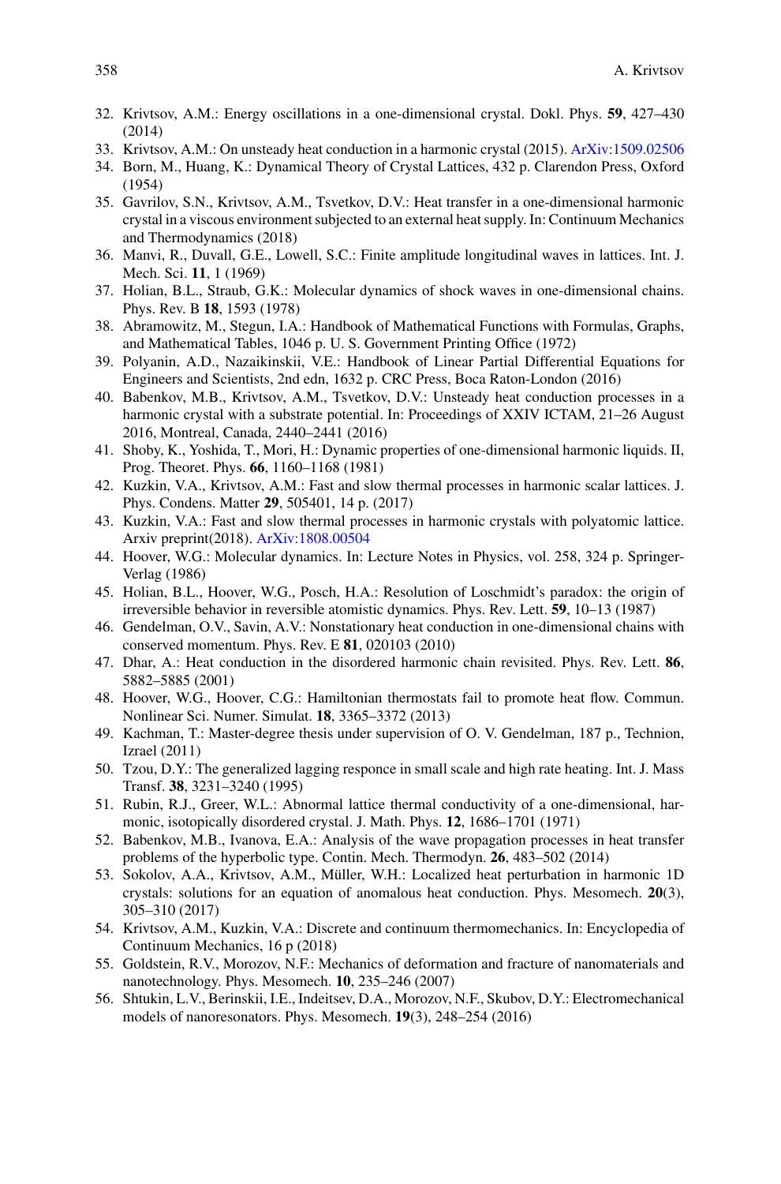32. Krivtsov, A.M.: Energy oscillations in a one-dimensional crystal. Dokl. Phys. **59**, 427–430 (2014)
33. Krivtsov, A.M.: On unsteady heat conduction in a harmonic crystal (2015). ArXiv:1509.02506
34. Born, M., Huang, K.: Dynamical Theory of Crystal Lattices, 432 p. Clarendon Press, Oxford (1954)
35. Gavrilov, S.N., Krivtsov, A.M., Tsvetkov, D.V.: Heat transfer in a one-dimensional harmonic crystal in a viscous environment subjected to an external heat supply. In: Continuum Mechanics and Thermodynamics (2018)
36. Manvi, R., Duvall, G.E., Lowell, S.C.: Finite amplitude longitudinal waves in lattices. Int. J. Mech. Sci. **11**, 1 (1969)
37. Holian, B.L., Straub, G.K.: Molecular dynamics of shock waves in one-dimensional chains. Phys. Rev. B **18**, 1593 (1978)
38. Abramowitz, M., Stegun, I.A.: Handbook of Mathematical Functions with Formulas, Graphs, and Mathematical Tables, 1046 p. U. S. Government Printing Office (1972)
39. Polyanin, A.D., Nazaikinskii, V.E.: Handbook of Linear Partial Differential Equations for Engineers and Scientists, 2nd edn, 1632 p. CRC Press, Boca Raton-London (2016)
40. Babenkov, M.B., Krivtsov, A.M., Tsvetkov, D.V.: Unsteady heat conduction processes in a harmonic crystal with a substrate potential. In: Proceedings of XXIV ICTAM, 21–26 August 2016, Montreal, Canada, 2440–2441 (2016)
41. Shoby, K., Yoshida, T., Mori, H.: Dynamic properties of one-dimensional harmonic liquids. II, Prog. Theoret. Phys. **66**, 1160–1168 (1981)
42. Kuzkin, V.A., Krivtsov, A.M.: Fast and slow thermal processes in harmonic scalar lattices. J. Phys. Condens. Matter **29**, 505401, 14 p. (2017)
43. Kuzkin, V.A.: Fast and slow thermal processes in harmonic crystals with polyatomic lattice. Arxiv preprint(2018). ArXiv:1808.00504
44. Hoover, W.G.: Molecular dynamics. In: Lecture Notes in Physics, vol. 258, 324 p. Springer-Verlag (1986)
45. Holian, B.L., Hoover, W.G., Posch, H.A.: Resolution of Loschmidt's paradox: the origin of irreversible behavior in reversible atomistic dynamics. Phys. Rev. Lett. **59**, 10–13 (1987)
46. Gendelman, O.V., Savin, A.V.: Nonstationary heat conduction in one-dimensional chains with conserved momentum. Phys. Rev. E **81**, 020103 (2010)
47. Dhar, A.: Heat conduction in the disordered harmonic chain revisited. Phys. Rev. Lett. **86**, 5882–5885 (2001)
48. Hoover, W.G., Hoover, C.G.: Hamiltonian thermostats fail to promote heat flow. Commun. Nonlinear Sci. Numer. Simulat. **18**, 3365–3372 (2013)
49. Kachman, T.: Master-degree thesis under supervision of O. V. Gendelman, 187 p., Technion, Izrael (2011)
50. Tzou, D.Y.: The generalized lagging responce in small scale and high rate heating. Int. J. Mass Transf. **38**, 3231–3240 (1995)
51. Rubin, R.J., Greer, W.L.: Abnormal lattice thermal conductivity of a one-dimensional, harmonic, isotopically disordered crystal. J. Math. Phys. **12**, 1686–1701 (1971)
52. Babenkov, M.B., Ivanova, E.A.: Analysis of the wave propagation processes in heat transfer problems of the hyperbolic type. Contin. Mech. Thermodyn. **26**, 483–502 (2014)
53. Sokolov, A.A., Krivtsov, A.M., Müller, W.H.: Localized heat perturbation in harmonic 1D crystals: solutions for an equation of anomalous heat conduction. Phys. Mesomech. **20**(3), 305–310 (2017)
54. Krivtsov, A.M., Kuzkin, V.A.: Discrete and continuum thermomechanics. In: Encyclopedia of Continuum Mechanics, 16 p (2018)
55. Goldstein, R.V., Morozov, N.F.: Mechanics of deformation and fracture of nanomaterials and nanotechnology. Phys. Mesomech. **10**, 235–246 (2007)
56. Shtukin, L.V., Berinskii, I.E., Indeitsev, D.A., Morozov, N.F., Skubov, D.Y.: Electromechanical models of nanoresonators. Phys. Mesomech. **19**(3), 248–254 (2016)